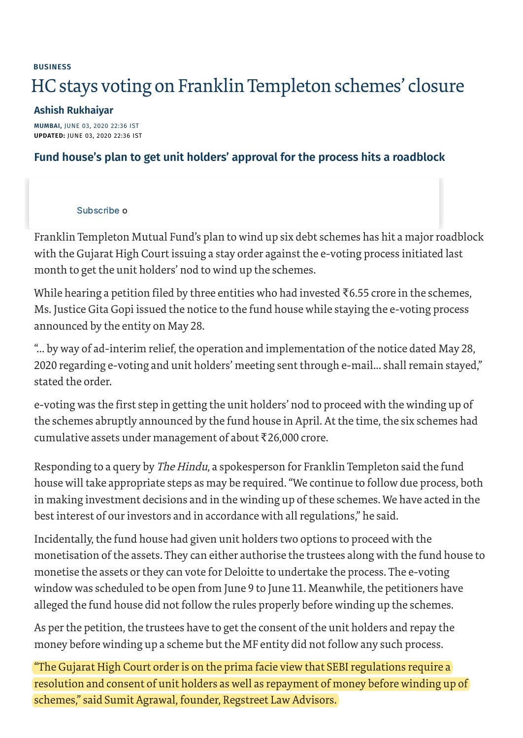BUSINESS

# HC stays voting on Franklin Templeton schemes' closure

**Ashish Rukhaiyar**

MUMBAI, JUNE 03, 2020 22:36 IST
**UPDATED:** JUNE 03, 2020 22:36 IST

## Fund house's plan to get unit holders' approval for the process hits a roadblock

Subscribe o

Franklin Templeton Mutual Fund's plan to wind up six debt schemes has hit a major roadblock with the Gujarat High Court issuing a stay order against the e-voting process initiated last month to get the unit holders' nod to wind up the schemes.

While hearing a petition filed by three entities who had invested ₹6.55 crore in the schemes, Ms. Justice Gita Gopi issued the notice to the fund house while staying the e-voting process announced by the entity on May 28.

"... by way of ad-interim relief, the operation and implementation of the notice dated May 28, 2020 regarding e-voting and unit holders' meeting sent through e-mail... shall remain stayed," stated the order.

e-voting was the first step in getting the unit holders' nod to proceed with the winding up of the schemes abruptly announced by the fund house in April. At the time, the six schemes had cumulative assets under management of about ₹26,000 crore.

Responding to a query by *The Hindu*, a spokesperson for Franklin Templeton said the fund house will take appropriate steps as may be required. "We continue to follow due process, both in making investment decisions and in the winding up of these schemes. We have acted in the best interest of our investors and in accordance with all regulations," he said.

Incidentally, the fund house had given unit holders two options to proceed with the monetisation of the assets. They can either authorise the trustees along with the fund house to monetise the assets or they can vote for Deloitte to undertake the process. The e-voting window was scheduled to be open from June 9 to June 11. Meanwhile, the petitioners have alleged the fund house did not follow the rules properly before winding up the schemes.

As per the petition, the trustees have to get the consent of the unit holders and repay the money before winding up a scheme but the MF entity did not follow any such process.

"The Gujarat High Court order is on the prima facie view that SEBI regulations require a resolution and consent of unit holders as well as repayment of money before winding up of schemes," said Sumit Agrawal, founder, Regstreet Law Advisors.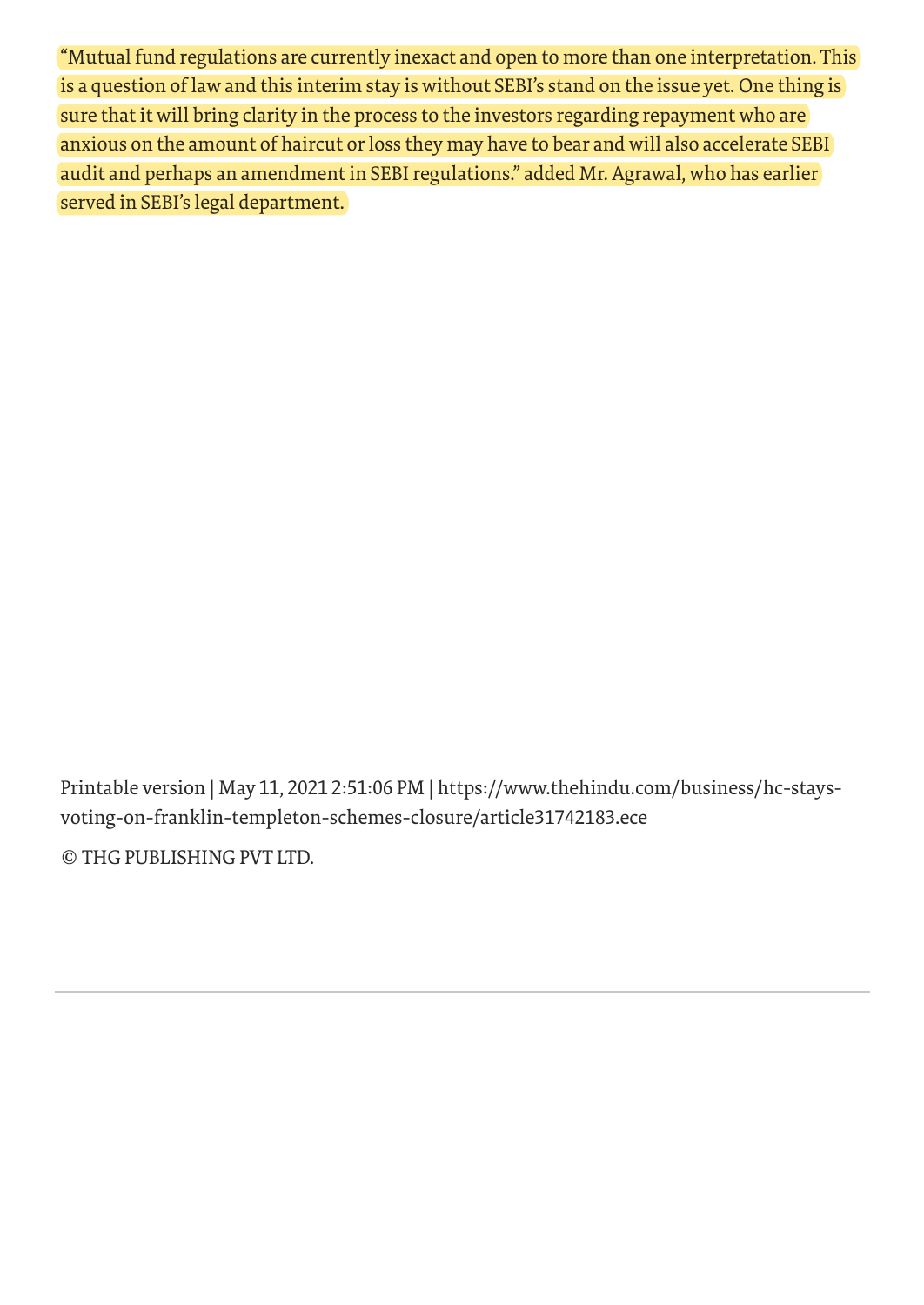"Mutual fund regulations are currently inexact and open to more than one interpretation. This is a question of law and this interim stay is without SEBI's stand on the issue yet. One thing is sure that it will bring clarity in the process to the investors regarding repayment who are anxious on the amount of haircut or loss they may have to bear and will also accelerate SEBI audit and perhaps an amendment in SEBI regulations." added Mr. Agrawal, who has earlier served in SEBI's legal department.

Printable version | May 11, 2021 2:51:06 PM | https://www.thehindu.com/business/hc-stays-voting-on-franklin-templeton-schemes-closure/article31742183.ece

© THG PUBLISHING PVT LTD.